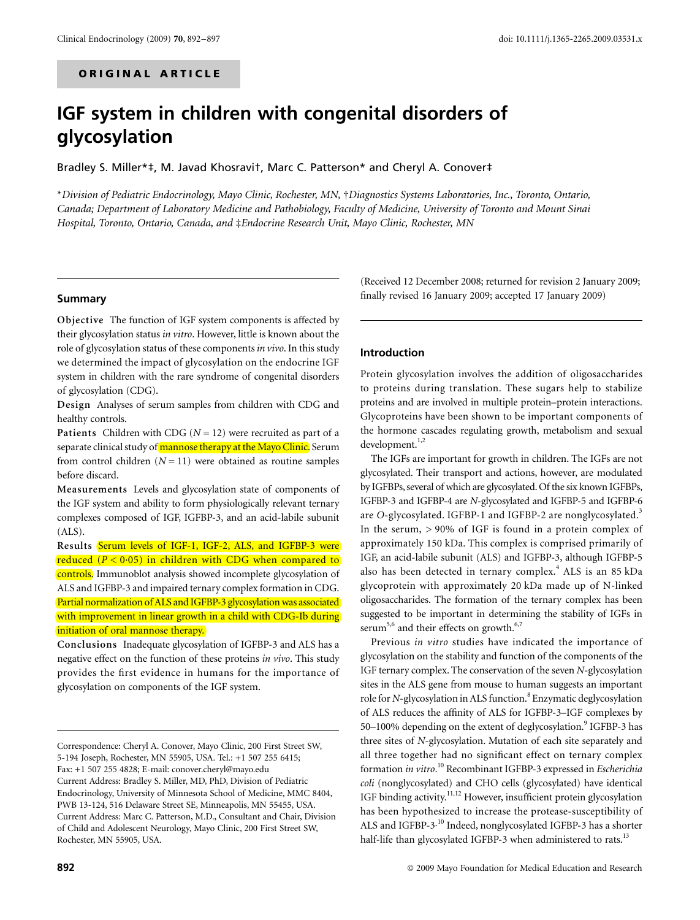ORIGINAL ARTICLE

# IGF system in children with congenital disorders of glycosylation

Bradley S. Miller*‡, M. Javad Khosravi†, Marc C. Patterson* and Cheryl A. Conover‡

*Division of Pediatric Endocrinology, Mayo Clinic, Rochester, MN, †Diagnostics Systems Laboratories, Inc., Toronto, Ontario, Canada; Department of Laboratory Medicine and Pathobiology, Faculty of Medicine, University of Toronto and Mount Sinai Hospital, Toronto, Ontario, Canada, and ‡Endocrine Research Unit, Mayo Clinic, Rochester, MN

## Summary

**Objective** The function of IGF system components is affected by their glycosylation status *in vitro*. However, little is known about the role of glycosylation status of these components *in vivo*. In this study we determined the impact of glycosylation on the endocrine IGF system in children with the rare syndrome of congenital disorders of glycosylation (CDG).

**Design** Analyses of serum samples from children with CDG and healthy controls.

**Patients** Children with CDG ($N = 12$) were recruited as part of a separate clinical study of mannose therapy at the Mayo Clinic. Serum from control children ($N = 11$) were obtained as routine samples before discard.

**Measurements** Levels and glycosylation state of components of the IGF system and ability to form physiologically relevant ternary complexes composed of IGF, IGFBP-3, and an acid-labile subunit (ALS).

**Results** Serum levels of IGF-1, IGF-2, ALS, and IGFBP-3 were reduced ($P < 0{\cdot}05$) in children with CDG when compared to controls. Immunoblot analysis showed incomplete glycosylation of ALS and IGFBP-3 and impaired ternary complex formation in CDG. Partial normalization of ALS and IGFBP-3 glycosylation was associated with improvement in linear growth in a child with CDG-Ib during initiation of oral mannose therapy.

**Conclusions** Inadequate glycosylation of IGFBP-3 and ALS has a negative effect on the function of these proteins *in vivo*. This study provides the first evidence in humans for the importance of glycosylation on components of the IGF system.

Correspondence: Cheryl A. Conover, Mayo Clinic, 200 First Street SW, 5-194 Joseph, Rochester, MN 55905, USA. Tel.: +1 507 255 6415; Fax: +1 507 255 4828; E-mail: conover.cheryl@mayo.edu
Current Address: Bradley S. Miller, MD, PhD, Division of Pediatric Endocrinology, University of Minnesota School of Medicine, MMC 8404, PWB 13-124, 516 Delaware Street SE, Minneapolis, MN 55455, USA.
Current Address: Marc C. Patterson, M.D., Consultant and Chair, Division of Child and Adolescent Neurology, Mayo Clinic, 200 First Street SW, Rochester, MN 55905, USA.

(Received 12 December 2008; returned for revision 2 January 2009; finally revised 16 January 2009; accepted 17 January 2009)

## Introduction

Protein glycosylation involves the addition of oligosaccharides to proteins during translation. These sugars help to stabilize proteins and are involved in multiple protein–protein interactions. Glycoproteins have been shown to be important components of the hormone cascades regulating growth, metabolism and sexual development.[1,2]

The IGFs are important for growth in children. The IGFs are not glycosylated. Their transport and actions, however, are modulated by IGFBPs, several of which are glycosylated. Of the six known IGFBPs, IGFBP-3 and IGFBP-4 are *N*-glycosylated and IGFBP-5 and IGFBP-6 are *O*-glycosylated. IGFBP-1 and IGFBP-2 are nonglycosylated.[3] In the serum, > 90% of IGF is found in a protein complex of approximately 150 kDa. This complex is comprised primarily of IGF, an acid-labile subunit (ALS) and IGFBP-3, although IGFBP-5 also has been detected in ternary complex.[4] ALS is an 85 kDa glycoprotein with approximately 20 kDa made up of N-linked oligosaccharides. The formation of the ternary complex has been suggested to be important in determining the stability of IGFs in serum[5,6] and their effects on growth.[6,7]

Previous *in vitro* studies have indicated the importance of glycosylation on the stability and function of the components of the IGF ternary complex. The conservation of the seven *N*-glycosylation sites in the ALS gene from mouse to human suggests an important role for *N*-glycosylation in ALS function.[8] Enzymatic deglycosylation of ALS reduces the affinity of ALS for IGFBP-3–IGF complexes by 50–100% depending on the extent of deglycosylation.[9] IGFBP-3 has three sites of *N*-glycosylation. Mutation of each site separately and all three together had no significant effect on ternary complex formation *in vitro*.[10] Recombinant IGFBP-3 expressed in *Escherichia coli* (nonglycosylated) and CHO cells (glycosylated) have identical IGF binding activity.[11,12] However, insufficient protein glycosylation has been hypothesized to increase the protease-susceptibility of ALS and IGFBP-3.[10] Indeed, nonglycosylated IGFBP-3 has a shorter half-life than glycosylated IGFBP-3 when administered to rats.[13]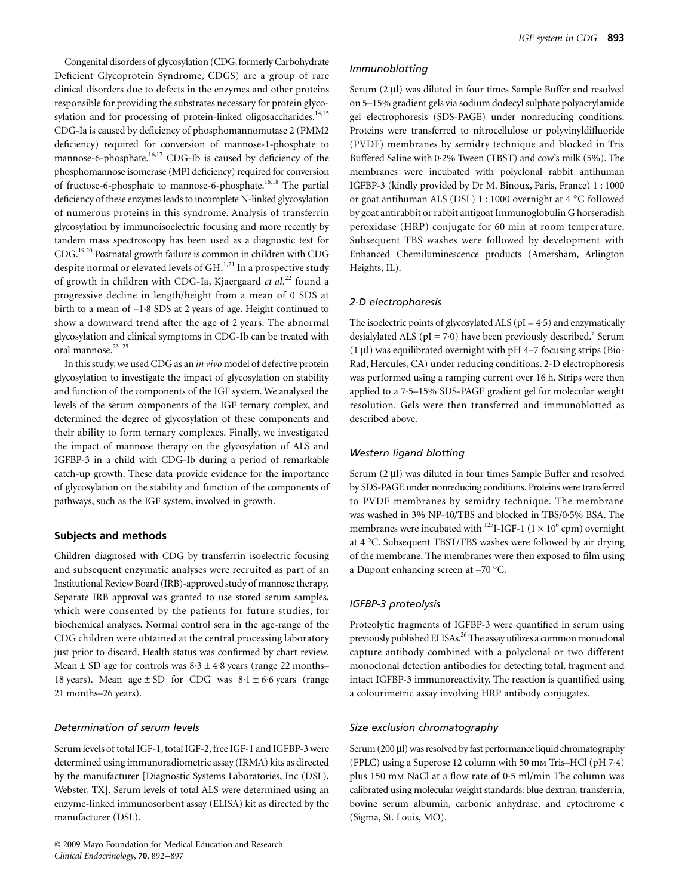Congenital disorders of glycosylation (CDG, formerly Carbohydrate Deficient Glycoprotein Syndrome, CDGS) are a group of rare clinical disorders due to defects in the enzymes and other proteins responsible for providing the substrates necessary for protein glycosylation and for processing of protein-linked oligosaccharides.[14,15] CDG-Ia is caused by deficiency of phosphomannomutase 2 (PMM2 deficiency) required for conversion of mannose-1-phosphate to mannose-6-phosphate.[16,17] CDG-Ib is caused by deficiency of the phosphomannose isomerase (MPI deficiency) required for conversion of fructose-6-phosphate to mannose-6-phosphate.[16,18] The partial deficiency of these enzymes leads to incomplete N-linked glycosylation of numerous proteins in this syndrome. Analysis of transferrin glycosylation by immunoisoelectric focusing and more recently by tandem mass spectroscopy has been used as a diagnostic test for CDG.[19,20] Postnatal growth failure is common in children with CDG despite normal or elevated levels of GH.[1,21] In a prospective study of growth in children with CDG-Ia, Kjaergaard *et al.*[22] found a progressive decline in length/height from a mean of 0 SDS at birth to a mean of –1·8 SDS at 2 years of age. Height continued to show a downward trend after the age of 2 years. The abnormal glycosylation and clinical symptoms in CDG-Ib can be treated with oral mannose.[23–25]

In this study, we used CDG as an *in vivo* model of defective protein glycosylation to investigate the impact of glycosylation on stability and function of the components of the IGF system. We analysed the levels of the serum components of the IGF ternary complex, and determined the degree of glycosylation of these components and their ability to form ternary complexes. Finally, we investigated the impact of mannose therapy on the glycosylation of ALS and IGFBP-3 in a child with CDG-Ib during a period of remarkable catch-up growth. These data provide evidence for the importance of glycosylation on the stability and function of the components of pathways, such as the IGF system, involved in growth.

## Subjects and methods

Children diagnosed with CDG by transferrin isoelectric focusing and subsequent enzymatic analyses were recruited as part of an Institutional Review Board (IRB)-approved study of mannose therapy. Separate IRB approval was granted to use stored serum samples, which were consented by the patients for future studies, for biochemical analyses. Normal control sera in the age-range of the CDG children were obtained at the central processing laboratory just prior to discard. Health status was confirmed by chart review. Mean ± SD age for controls was 8·3 ± 4·8 years (range 22 months–18 years). Mean age ± SD for CDG was 8·1 ± 6·6 years (range 21 months–26 years).

### Determination of serum levels

Serum levels of total IGF-1, total IGF-2, free IGF-1 and IGFBP-3 were determined using immunoradiometric assay (IRMA) kits as directed by the manufacturer [Diagnostic Systems Laboratories, Inc (DSL), Webster, TX]. Serum levels of total ALS were determined using an enzyme-linked immunosorbent assay (ELISA) kit as directed by the manufacturer (DSL).

### Immunoblotting

Serum (2 µl) was diluted in four times Sample Buffer and resolved on 5–15% gradient gels via sodium dodecyl sulphate polyacrylamide gel electrophoresis (SDS-PAGE) under nonreducing conditions. Proteins were transferred to nitrocellulose or polyvinyldifluoride (PVDF) membranes by semidry technique and blocked in Tris Buffered Saline with 0·2% Tween (TBST) and cow's milk (5%). The membranes were incubated with polyclonal rabbit antihuman IGFBP-3 (kindly provided by Dr M. Binoux, Paris, France) 1 : 1000 or goat antihuman ALS (DSL) 1 : 1000 overnight at 4 °C followed by goat antirabbit or rabbit antigoat Immunoglobulin G horseradish peroxidase (HRP) conjugate for 60 min at room temperature. Subsequent TBS washes were followed by development with Enhanced Chemiluminescence products (Amersham, Arlington Heights, IL).

### 2-D electrophoresis

The isoelectric points of glycosylated ALS (pI = 4·5) and enzymatically desialylated ALS (pI = 7·0) have been previously described.[9] Serum (1 µl) was equilibrated overnight with pH 4–7 focusing strips (Bio-Rad, Hercules, CA) under reducing conditions. 2-D electrophoresis was performed using a ramping current over 16 h. Strips were then applied to a 7·5–15% SDS-PAGE gradient gel for molecular weight resolution. Gels were then transferred and immunoblotted as described above.

### Western ligand blotting

Serum (2 µl) was diluted in four times Sample Buffer and resolved by SDS-PAGE under nonreducing conditions. Proteins were transferred to PVDF membranes by semidry technique. The membrane was washed in 3% NP-40/TBS and blocked in TBS/0·5% BSA. The membranes were incubated with $^{125}$I-IGF-1 ($1 \times 10^6$ cpm) overnight at 4 °C. Subsequent TBST/TBS washes were followed by air drying of the membrane. The membranes were then exposed to film using a Dupont enhancing screen at –70 °C.

### IGFBP-3 proteolysis

Proteolytic fragments of IGFBP-3 were quantified in serum using previously published ELISAs.[26] The assay utilizes a common monoclonal capture antibody combined with a polyclonal or two different monoclonal detection antibodies for detecting total, fragment and intact IGFBP-3 immunoreactivity. The reaction is quantified using a colourimetric assay involving HRP antibody conjugates.

### Size exclusion chromatography

Serum (200 µl) was resolved by fast performance liquid chromatography (FPLC) using a Superose 12 column with 50 mM Tris–HCl (pH 7·4) plus 150 mM NaCl at a flow rate of 0·5 ml/min The column was calibrated using molecular weight standards: blue dextran, transferrin, bovine serum albumin, carbonic anhydrase, and cytochrome c (Sigma, St. Louis, MO).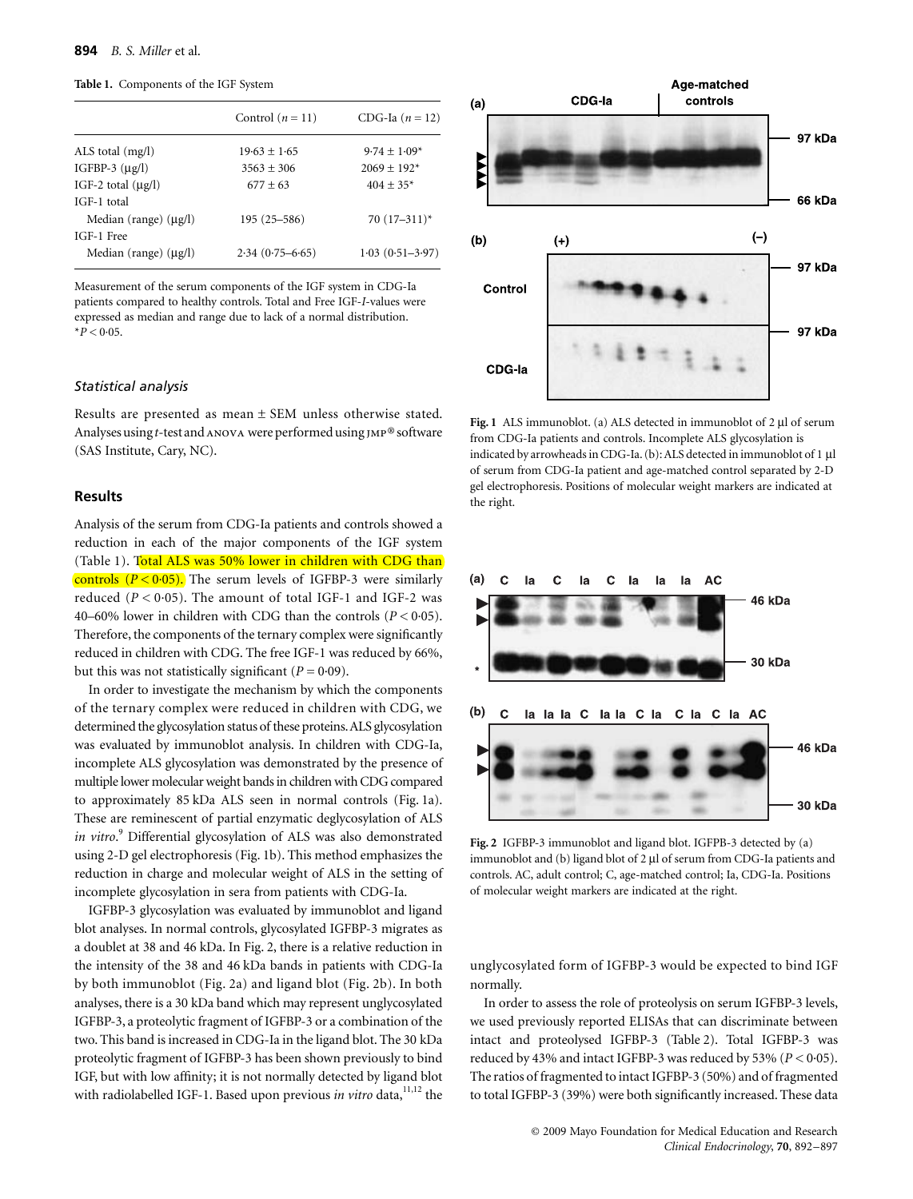**Table 1.** Components of the IGF System

| | Control ($n$ = 11) | CDG-Ia ($n$ = 12) |
|---|---|---|
| ALS total (mg/l) | 19·63 ± 1·65 | 9·74 ± 1·09* |
| IGFBP-3 (μg/l) | 3563 ± 306 | 2069 ± 192* |
| IGF-2 total (μg/l) | 677 ± 63 | 404 ± 35* |
| IGF-1 total | | |
| Median (range) (μg/l) | 195 (25–586) | 70 (17–311)* |
| IGF-1 Free | | |
| Median (range) (μg/l) | 2·34 (0·75–6·65) | 1·03 (0·51–3·97) |

Measurement of the serum components of the IGF system in CDG-Ia patients compared to healthy controls. Total and Free IGF-*I*-values were expressed as median and range due to lack of a normal distribution.
*$P < 0·05$.

### *Statistical analysis*

Results are presented as mean ± SEM unless otherwise stated. Analyses using *t*-test and ANOVA were performed using JMP® software (SAS Institute, Cary, NC).

## Results

Analysis of the serum from CDG-Ia patients and controls showed a reduction in each of the major components of the IGF system (Table 1). Total ALS was 50% lower in children with CDG than controls ($P < 0·05$). The serum levels of IGFBP-3 were similarly reduced ($P < 0·05$). The amount of total IGF-1 and IGF-2 was 40–60% lower in children with CDG than the controls ($P < 0·05$). Therefore, the components of the ternary complex were significantly reduced in children with CDG. The free IGF-1 was reduced by 66%, but this was not statistically significant ($P = 0·09$).

In order to investigate the mechanism by which the components of the ternary complex were reduced in children with CDG, we determined the glycosylation status of these proteins. ALS glycosylation was evaluated by immunoblot analysis. In children with CDG-Ia, incomplete ALS glycosylation was demonstrated by the presence of multiple lower molecular weight bands in children with CDG compared to approximately 85 kDa ALS seen in normal controls (Fig. 1a). These are reminescent of partial enzymatic deglycosylation of ALS *in vitro*.[9] Differential glycosylation of ALS was also demonstrated using 2-D gel electrophoresis (Fig. 1b). This method emphasizes the reduction in charge and molecular weight of ALS in the setting of incomplete glycosylation in sera from patients with CDG-Ia.

IGFBP-3 glycosylation was evaluated by immunoblot and ligand blot analyses. In normal controls, glycosylated IGFBP-3 migrates as a doublet at 38 and 46 kDa. In Fig. 2, there is a relative reduction in the intensity of the 38 and 46 kDa bands in patients with CDG-Ia by both immunoblot (Fig. 2a) and ligand blot (Fig. 2b). In both analyses, there is a 30 kDa band which may represent unglycosylated IGFBP-3, a proteolytic fragment of IGFBP-3 or a combination of the two. This band is increased in CDG-Ia in the ligand blot. The 30 kDa proteolytic fragment of IGFBP-3 has been shown previously to bind IGF, but with low affinity; it is not normally detected by ligand blot with radiolabelled IGF-1. Based upon previous *in vitro* data,[11,12] the unglycosylated form of IGFBP-3 would be expected to bind IGF normally.

**Fig. 1** ALS immunoblot. (a) ALS detected in immunoblot of 2 μl of serum from CDG-Ia patients and controls. Incomplete ALS glycosylation is indicated by arrowheads in CDG-Ia. (b): ALS detected in immunoblot of 1 μl of serum from CDG-Ia patient and age-matched control separated by 2-D gel electrophoresis. Positions of molecular weight markers are indicated at the right.

**Fig. 2** IGFBP-3 immunoblot and ligand blot. IGFPB-3 detected by (a) immunoblot and (b) ligand blot of 2 μl of serum from CDG-Ia patients and controls. AC, adult control; C, age-matched control; Ia, CDG-Ia. Positions of molecular weight markers are indicated at the right.

In order to assess the role of proteolysis on serum IGFBP-3 levels, we used previously reported ELISAs that can discriminate between intact and proteolysed IGFBP-3 (Table 2). Total IGFBP-3 was reduced by 43% and intact IGFBP-3 was reduced by 53% ($P < 0·05$). The ratios of fragmented to intact IGFBP-3 (50%) and of fragmented to total IGFBP-3 (39%) were both significantly increased. These data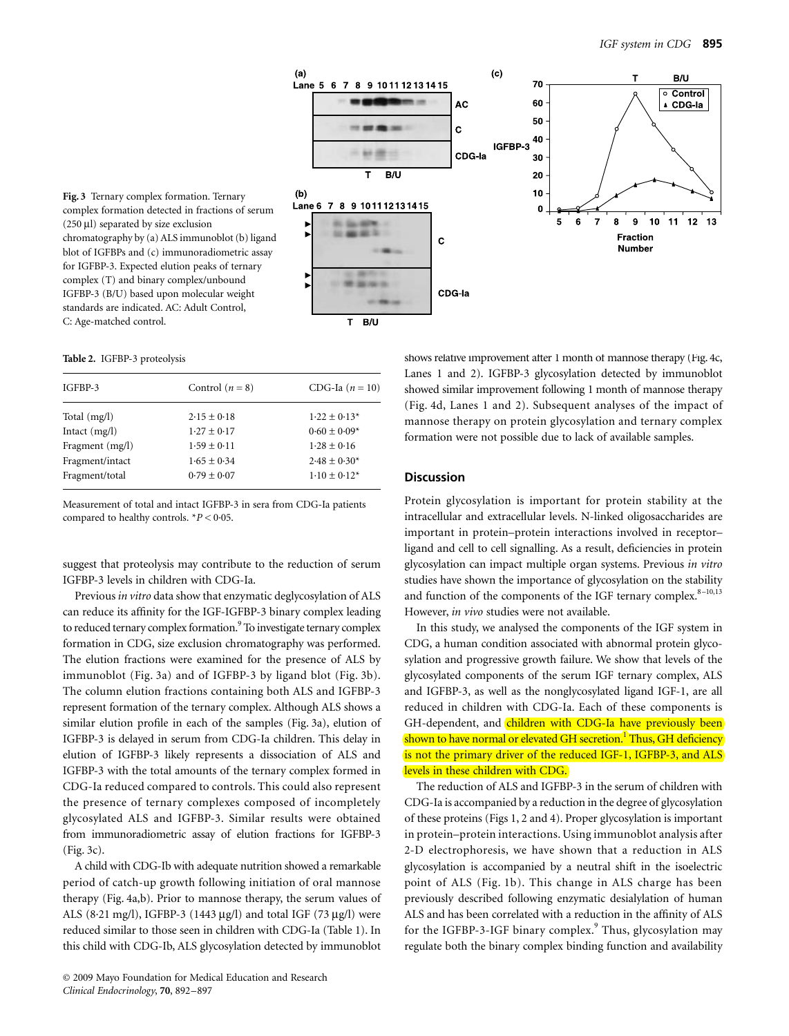**Fig. 3** Ternary complex formation. Ternary complex formation detected in fractions of serum (250 µl) separated by size exclusion chromatography by (a) ALS immunoblot (b) ligand blot of IGFBPs and (c) immunoradiometric assay for IGFBP-3. Expected elution peaks of ternary complex (T) and binary complex/unbound IGFBP-3 (B/U) based upon molecular weight standards are indicated. AC: Adult Control, C: Age-matched control.

**Table 2.** IGFBP-3 proteolysis

| IGFBP-3 | Control ($n = 8$) | CDG-Ia ($n = 10$) |
|---|---|---|
| Total (mg/l) | 2·15 ± 0·18 | 1·22 ± 0·13* |
| Intact (mg/l) | 1·27 ± 0·17 | 0·60 ± 0·09* |
| Fragment (mg/l) | 1·59 ± 0·11 | 1·28 ± 0·16 |
| Fragment/intact | 1·65 ± 0·34 | 2·48 ± 0·30* |
| Fragment/total | 0·79 ± 0·07 | 1·10 ± 0·12* |

Measurement of total and intact IGFBP-3 in sera from CDG-Ia patients compared to healthy controls. *$P < 0·05$.

suggest that proteolysis may contribute to the reduction of serum IGFBP-3 levels in children with CDG-Ia.

Previous *in vitro* data show that enzymatic deglycosylation of ALS can reduce its affinity for the IGF-IGFBP-3 binary complex leading to reduced ternary complex formation.[9] To investigate ternary complex formation in CDG, size exclusion chromatography was performed. The elution fractions were examined for the presence of ALS by immunoblot (Fig. 3a) and of IGFBP-3 by ligand blot (Fig. 3b). The column elution fractions containing both ALS and IGFBP-3 represent formation of the ternary complex. Although ALS shows a similar elution profile in each of the samples (Fig. 3a), elution of IGFBP-3 is delayed in serum from CDG-Ia children. This delay in elution of IGFBP-3 likely represents a dissociation of ALS and IGFBP-3 with the total amounts of the ternary complex formed in CDG-Ia reduced compared to controls. This could also represent the presence of ternary complexes composed of incompletely glycosylated ALS and IGFBP-3. Similar results were obtained from immunoradiometric assay of elution fractions for IGFBP-3 (Fig. 3c).

A child with CDG-Ib with adequate nutrition showed a remarkable period of catch-up growth following initiation of oral mannose therapy (Fig. 4a,b). Prior to mannose therapy, the serum values of ALS (8·21 mg/l), IGFBP-3 (1443 µg/l) and total IGF (73 µg/l) were reduced similar to those seen in children with CDG-Ia (Table 1). In this child with CDG-Ib, ALS glycosylation detected by immunoblot shows relative improvement after 1 month of mannose therapy (Fig. 4c, Lanes 1 and 2). IGFBP-3 glycosylation detected by immunoblot showed similar improvement following 1 month of mannose therapy (Fig. 4d, Lanes 1 and 2). Subsequent analyses of the impact of mannose therapy on protein glycosylation and ternary complex formation were not possible due to lack of available samples.

## Discussion

Protein glycosylation is important for protein stability at the intracellular and extracellular levels. N-linked oligosaccharides are important in protein–protein interactions involved in receptor–ligand and cell to cell signalling. As a result, deficiencies in protein glycosylation can impact multiple organ systems. Previous *in vitro* studies have shown the importance of glycosylation on the stability and function of the components of the IGF ternary complex.[8–10,13] However, *in vivo* studies were not available.

In this study, we analysed the components of the IGF system in CDG, a human condition associated with abnormal protein glycosylation and progressive growth failure. We show that levels of the glycosylated components of the serum IGF ternary complex, ALS and IGFBP-3, as well as the nonglycosylated ligand IGF-1, are all reduced in children with CDG-Ia. Each of these components is GH-dependent, and children with CDG-Ia have previously been shown to have normal or elevated GH secretion.[1] Thus, GH deficiency is not the primary driver of the reduced IGF-1, IGFBP-3, and ALS levels in these children with CDG.

The reduction of ALS and IGFBP-3 in the serum of children with CDG-Ia is accompanied by a reduction in the degree of glycosylation of these proteins (Figs 1, 2 and 4). Proper glycosylation is important in protein–protein interactions. Using immunoblot analysis after 2-D electrophoresis, we have shown that a reduction in ALS glycosylation is accompanied by a neutral shift in the isoelectric point of ALS (Fig. 1b). This change in ALS charge has been previously described following enzymatic desialylation of human ALS and has been correlated with a reduction in the affinity of ALS for the IGFBP-3-IGF binary complex.[9] Thus, glycosylation may regulate both the binary complex binding function and availability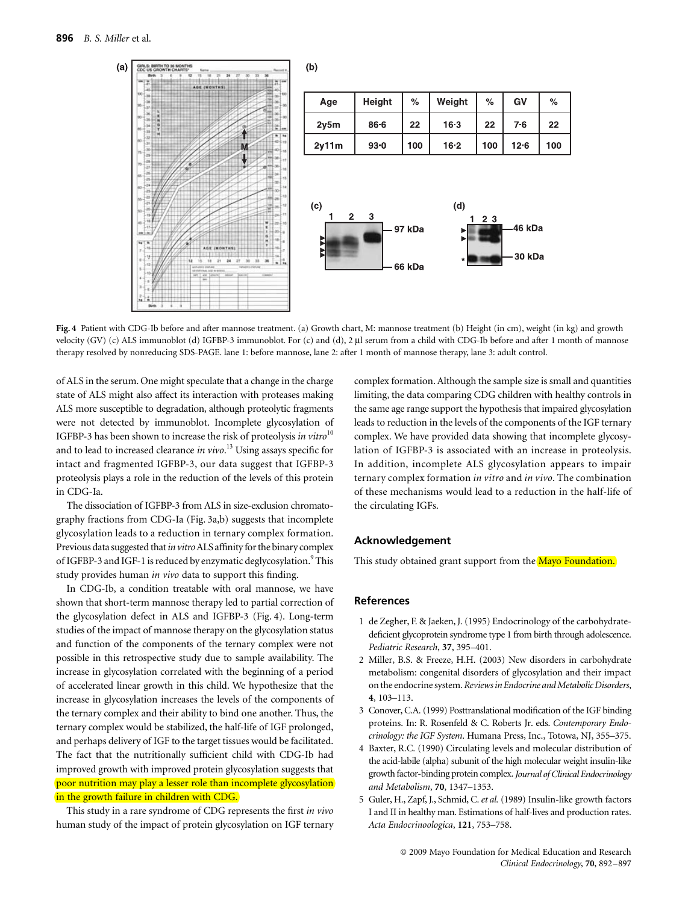(a)

(b)

| Age | Height | % | Weight | % | GV | % |
|---|---|---|---|---|---|---|
| 2y5m | 86·6 | 22 | 16·3 | 22 | 7·6 | 22 |
| 2y11m | 93·0 | 100 | 16·2 | 100 | 12·6 | 100 |

(c)

1 2 3

97 kDa

66 kDa

(d)

1 2 3

46 kDa

30 kDa

**Fig. 4** Patient with CDG-Ib before and after mannose treatment. (a) Growth chart, M: mannose treatment (b) Height (in cm), weight (in kg) and growth velocity (GV) (c) ALS immunoblot (d) IGFBP-3 immunoblot. For (c) and (d), 2 µl serum from a child with CDG-Ib before and after 1 month of mannose therapy resolved by nonreducing SDS-PAGE. lane 1: before mannose, lane 2: after 1 month of mannose therapy, lane 3: adult control.

of ALS in the serum. One might speculate that a change in the charge state of ALS might also affect its interaction with proteases making ALS more susceptible to degradation, although proteolytic fragments were not detected by immunoblot. Incomplete glycosylation of IGFBP-3 has been shown to increase the risk of proteolysis *in vitro*[10] and to lead to increased clearance *in vivo*.[13] Using assays specific for intact and fragmented IGFBP-3, our data suggest that IGFBP-3 proteolysis plays a role in the reduction of the levels of this protein in CDG-Ia.

The dissociation of IGFBP-3 from ALS in size-exclusion chromatography fractions from CDG-Ia (Fig. 3a,b) suggests that incomplete glycosylation leads to a reduction in ternary complex formation. Previous data suggested that *in vitro* ALS affinity for the binary complex of IGFBP-3 and IGF-1 is reduced by enzymatic deglycosylation.[9] This study provides human *in vivo* data to support this finding.

In CDG-Ib, a condition treatable with oral mannose, we have shown that short-term mannose therapy led to partial correction of the glycosylation defect in ALS and IGFBP-3 (Fig. 4). Long-term studies of the impact of mannose therapy on the glycosylation status and function of the components of the ternary complex were not possible in this retrospective study due to sample availability. The increase in glycosylation correlated with the beginning of a period of accelerated linear growth in this child. We hypothesize that the increase in glycosylation increases the levels of the components of the ternary complex and their ability to bind one another. Thus, the ternary complex would be stabilized, the half-life of IGF prolonged, and perhaps delivery of IGF to the target tissues would be facilitated. The fact that the nutritionally sufficient child with CDG-Ib had improved growth with improved protein glycosylation suggests that poor nutrition may play a lesser role than incomplete glycosylation in the growth failure in children with CDG.

This study in a rare syndrome of CDG represents the first *in vivo* human study of the impact of protein glycosylation on IGF ternary complex formation. Although the sample size is small and quantities limiting, the data comparing CDG children with healthy controls in the same age range support the hypothesis that impaired glycosylation leads to reduction in the levels of the components of the IGF ternary complex. We have provided data showing that incomplete glycosylation of IGFBP-3 is associated with an increase in proteolysis. In addition, incomplete ALS glycosylation appears to impair ternary complex formation *in vitro* and *in vivo*. The combination of these mechanisms would lead to a reduction in the half-life of the circulating IGFs.

## Acknowledgement

This study obtained grant support from the Mayo Foundation.

## References

1 de Zegher, F. & Jaeken, J. (1995) Endocrinology of the carbohydrate-deficient glycoprotein syndrome type 1 from birth through adolescence. *Pediatric Research*, **37**, 395–401.

2 Miller, B.S. & Freeze, H.H. (2003) New disorders in carbohydrate metabolism: congenital disorders of glycosylation and their impact on the endocrine system. *Reviews in Endocrine and Metabolic Disorders*, **4**, 103–113.

3 Conover, C.A. (1999) Posttranslational modification of the IGF binding proteins. In: R. Rosenfeld & C. Roberts Jr. eds. *Contemporary Endocrinology: the IGF System*. Humana Press, Inc., Totowa, NJ, 355–375.

4 Baxter, R.C. (1990) Circulating levels and molecular distribution of the acid-labile (alpha) subunit of the high molecular weight insulin-like growth factor-binding protein complex. *Journal of Clinical Endocrinology and Metabolism*, **70**, 1347–1353.

5 Guler, H., Zapf, J., Schmid, C. *et al.* (1989) Insulin-like growth factors I and II in healthy man. Estimations of half-lives and production rates. *Acta Endocrinoologica*, **121**, 753–758.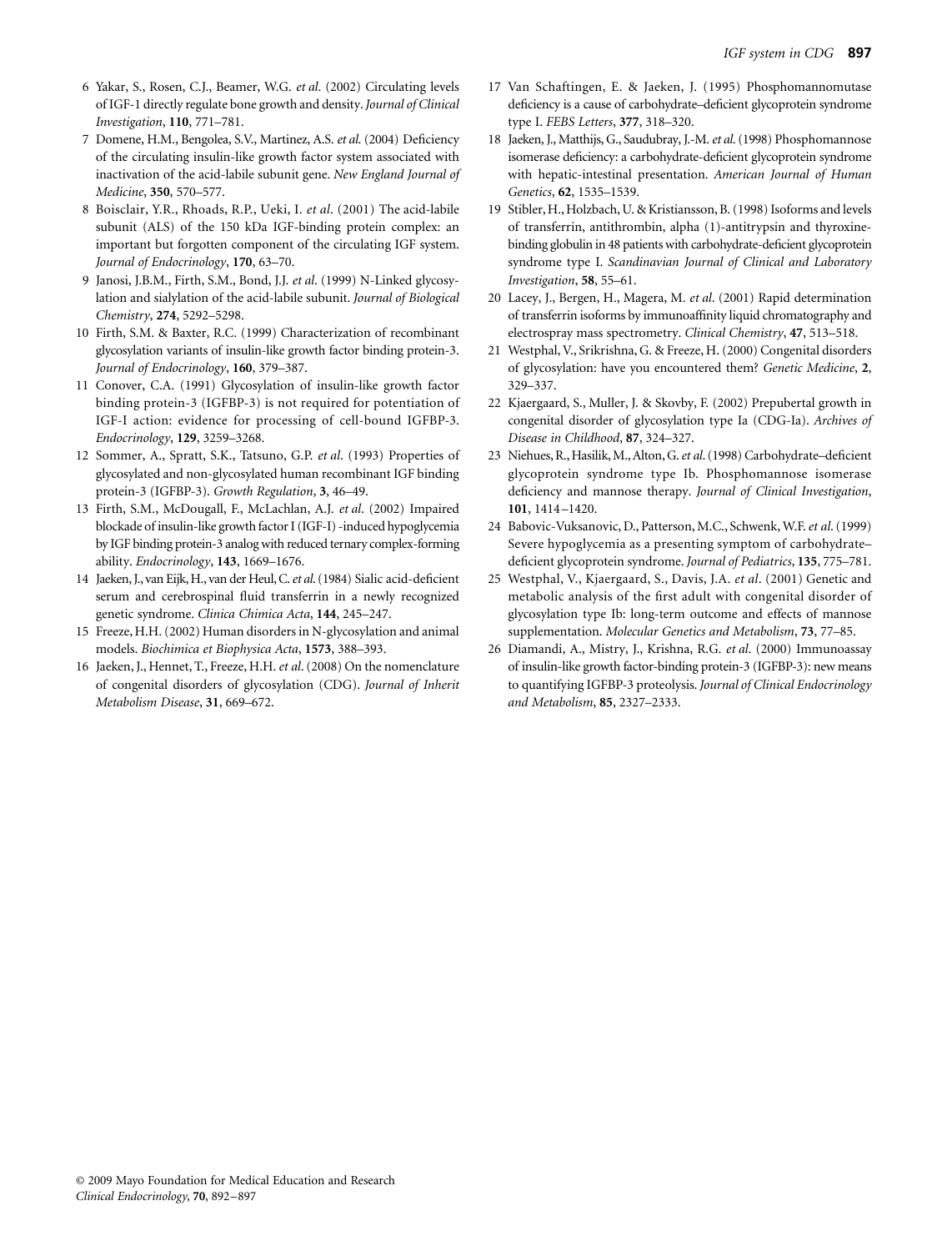6 Yakar, S., Rosen, C.J., Beamer, W.G. *et al*. (2002) Circulating levels of IGF-1 directly regulate bone growth and density. *Journal of Clinical Investigation*, **110**, 771–781.

7 Domene, H.M., Bengolea, S.V., Martinez, A.S. *et al*. (2004) Deficiency of the circulating insulin-like growth factor system associated with inactivation of the acid-labile subunit gene. *New England Journal of Medicine*, **350**, 570–577.

8 Boisclair, Y.R., Rhoads, R.P., Ueki, I. *et al*. (2001) The acid-labile subunit (ALS) of the 150 kDa IGF-binding protein complex: an important but forgotten component of the circulating IGF system. *Journal of Endocrinology*, **170**, 63–70.

9 Janosi, J.B.M., Firth, S.M., Bond, J.J. *et al*. (1999) N-Linked glycosylation and sialylation of the acid-labile subunit. *Journal of Biological Chemistry*, **274**, 5292–5298.

10 Firth, S.M. & Baxter, R.C. (1999) Characterization of recombinant glycosylation variants of insulin-like growth factor binding protein-3. *Journal of Endocrinology*, **160**, 379–387.

11 Conover, C.A. (1991) Glycosylation of insulin-like growth factor binding protein-3 (IGFBP-3) is not required for potentiation of IGF-I action: evidence for processing of cell-bound IGFBP-3. *Endocrinology*, **129**, 3259–3268.

12 Sommer, A., Spratt, S.K., Tatsuno, G.P. *et al*. (1993) Properties of glycosylated and non-glycosylated human recombinant IGF binding protein-3 (IGFBP-3). *Growth Regulation*, **3**, 46–49.

13 Firth, S.M., McDougall, F., McLachlan, A.J. *et al*. (2002) Impaired blockade of insulin-like growth factor I (IGF-I) -induced hypoglycemia by IGF binding protein-3 analog with reduced ternary complex-forming ability. *Endocrinology*, **143**, 1669–1676.

14 Jaeken, J., van Eijk, H., van der Heul, C. *et al*. (1984) Sialic acid-deficient serum and cerebrospinal fluid transferrin in a newly recognized genetic syndrome. *Clinica Chimica Acta*, **144**, 245–247.

15 Freeze, H.H. (2002) Human disorders in N-glycosylation and animal models. *Biochimica et Biophysica Acta*, **1573**, 388–393.

16 Jaeken, J., Hennet, T., Freeze, H.H. *et al*. (2008) On the nomenclature of congenital disorders of glycosylation (CDG). *Journal of Inherit Metabolism Disease*, **31**, 669–672.

17 Van Schaftingen, E. & Jaeken, J. (1995) Phosphomannomutase deficiency is a cause of carbohydrate–deficient glycoprotein syndrome type I. *FEBS Letters*, **377**, 318–320.

18 Jaeken, J., Matthijs, G., Saudubray, J.-M. *et al*. (1998) Phosphomannose isomerase deficiency: a carbohydrate-deficient glycoprotein syndrome with hepatic-intestinal presentation. *American Journal of Human Genetics*, **62**, 1535–1539.

19 Stibler, H., Holzbach, U. & Kristiansson, B. (1998) Isoforms and levels of transferrin, antithrombin, alpha (1)-antitrypsin and thyroxine-binding globulin in 48 patients with carbohydrate-deficient glycoprotein syndrome type I. *Scandinavian Journal of Clinical and Laboratory Investigation*, **58**, 55–61.

20 Lacey, J., Bergen, H., Magera, M. *et al*. (2001) Rapid determination of transferrin isoforms by immunoaffinity liquid chromatography and electrospray mass spectrometry. *Clinical Chemistry*, **47**, 513–518.

21 Westphal, V., Srikrishna, G. & Freeze, H. (2000) Congenital disorders of glycosylation: have you encountered them? *Genetic Medicine*, **2**, 329–337.

22 Kjaergaard, S., Muller, J. & Skovby, F. (2002) Prepubertal growth in congenital disorder of glycosylation type Ia (CDG-Ia). *Archives of Disease in Childhood*, **87**, 324–327.

23 Niehues, R., Hasilik, M., Alton, G. *et al*. (1998) Carbohydrate–deficient glycoprotein syndrome type Ib. Phosphomannose isomerase deficiency and mannose therapy. *Journal of Clinical Investigation*, **101**, 1414–1420.

24 Babovic-Vuksanovic, D., Patterson, M.C., Schwenk, W.F. *et al*. (1999) Severe hypoglycemia as a presenting symptom of carbohydrate–deficient glycoprotein syndrome. *Journal of Pediatrics*, **135**, 775–781.

25 Westphal, V., Kjaergaard, S., Davis, J.A. *et al*. (2001) Genetic and metabolic analysis of the first adult with congenital disorder of glycosylation type Ib: long-term outcome and effects of mannose supplementation. *Molecular Genetics and Metabolism*, **73**, 77–85.

26 Diamandi, A., Mistry, J., Krishna, R.G. *et al*. (2000) Immunoassay of insulin-like growth factor-binding protein-3 (IGFBP-3): new means to quantifying IGFBP-3 proteolysis. *Journal of Clinical Endocrinology and Metabolism*, **85**, 2327–2333.